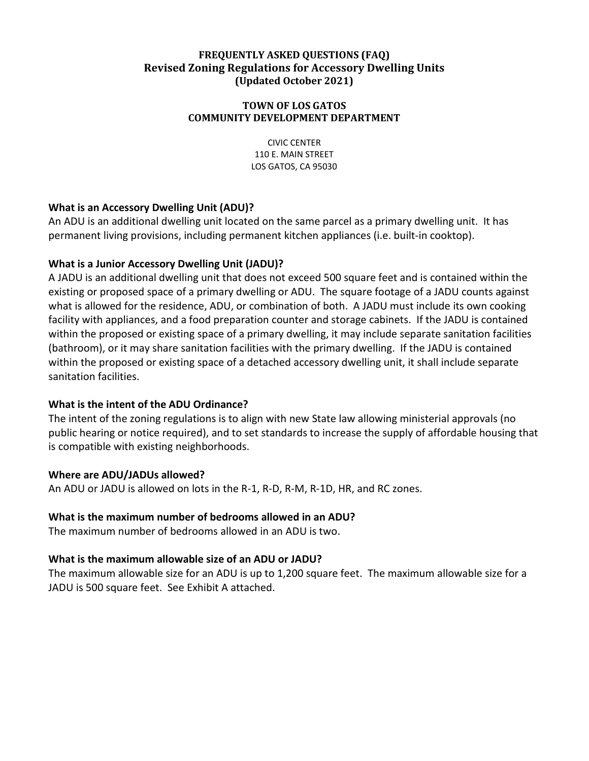# FREQUENTLY ASKED QUESTIONS (FAQ)
# Revised Zoning Regulations for Accessory Dwelling Units
# (Updated October 2021)

## TOWN OF LOS GATOS
## COMMUNITY DEVELOPMENT DEPARTMENT

CIVIC CENTER
110 E. MAIN STREET
LOS GATOS, CA 95030

### What is an Accessory Dwelling Unit (ADU)?

An ADU is an additional dwelling unit located on the same parcel as a primary dwelling unit. It has permanent living provisions, including permanent kitchen appliances (i.e. built-in cooktop).

### What is a Junior Accessory Dwelling Unit (JADU)?

A JADU is an additional dwelling unit that does not exceed 500 square feet and is contained within the existing or proposed space of a primary dwelling or ADU. The square footage of a JADU counts against what is allowed for the residence, ADU, or combination of both. A JADU must include its own cooking facility with appliances, and a food preparation counter and storage cabinets. If the JADU is contained within the proposed or existing space of a primary dwelling, it may include separate sanitation facilities (bathroom), or it may share sanitation facilities with the primary dwelling. If the JADU is contained within the proposed or existing space of a detached accessory dwelling unit, it shall include separate sanitation facilities.

### What is the intent of the ADU Ordinance?

The intent of the zoning regulations is to align with new State law allowing ministerial approvals (no public hearing or notice required), and to set standards to increase the supply of affordable housing that is compatible with existing neighborhoods.

### Where are ADU/JADUs allowed?

An ADU or JADU is allowed on lots in the R-1, R-D, R-M, R-1D, HR, and RC zones.

### What is the maximum number of bedrooms allowed in an ADU?

The maximum number of bedrooms allowed in an ADU is two.

### What is the maximum allowable size of an ADU or JADU?

The maximum allowable size for an ADU is up to 1,200 square feet. The maximum allowable size for a JADU is 500 square feet. See Exhibit A attached.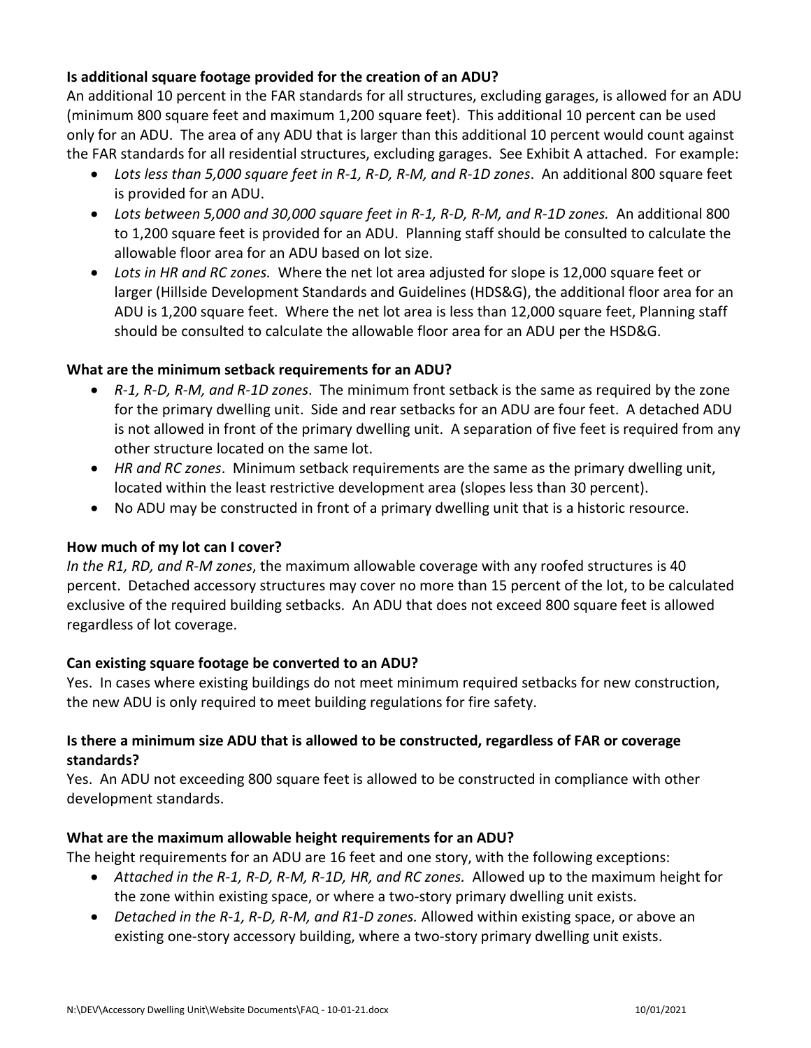**Is additional square footage provided for the creation of an ADU?**

An additional 10 percent in the FAR standards for all structures, excluding garages, is allowed for an ADU (minimum 800 square feet and maximum 1,200 square feet). This additional 10 percent can be used only for an ADU. The area of any ADU that is larger than this additional 10 percent would count against the FAR standards for all residential structures, excluding garages. See Exhibit A attached. For example:

- *Lots less than 5,000 square feet in R-1, R-D, R-M, and R-1D zones*. An additional 800 square feet is provided for an ADU.
- *Lots between 5,000 and 30,000 square feet in R-1, R-D, R-M, and R-1D zones.* An additional 800 to 1,200 square feet is provided for an ADU. Planning staff should be consulted to calculate the allowable floor area for an ADU based on lot size.
- *Lots in HR and RC zones.* Where the net lot area adjusted for slope is 12,000 square feet or larger (Hillside Development Standards and Guidelines (HDS&G), the additional floor area for an ADU is 1,200 square feet. Where the net lot area is less than 12,000 square feet, Planning staff should be consulted to calculate the allowable floor area for an ADU per the HSD&G.

**What are the minimum setback requirements for an ADU?**

- *R-1, R-D, R-M, and R-1D zones*. The minimum front setback is the same as required by the zone for the primary dwelling unit. Side and rear setbacks for an ADU are four feet. A detached ADU is not allowed in front of the primary dwelling unit. A separation of five feet is required from any other structure located on the same lot.
- *HR and RC zones*. Minimum setback requirements are the same as the primary dwelling unit, located within the least restrictive development area (slopes less than 30 percent).
- No ADU may be constructed in front of a primary dwelling unit that is a historic resource.

**How much of my lot can I cover?**

*In the R1, RD, and R-M zones*, the maximum allowable coverage with any roofed structures is 40 percent. Detached accessory structures may cover no more than 15 percent of the lot, to be calculated exclusive of the required building setbacks. An ADU that does not exceed 800 square feet is allowed regardless of lot coverage.

**Can existing square footage be converted to an ADU?**

Yes. In cases where existing buildings do not meet minimum required setbacks for new construction, the new ADU is only required to meet building regulations for fire safety.

**Is there a minimum size ADU that is allowed to be constructed, regardless of FAR or coverage standards?**

Yes. An ADU not exceeding 800 square feet is allowed to be constructed in compliance with other development standards.

**What are the maximum allowable height requirements for an ADU?**

The height requirements for an ADU are 16 feet and one story, with the following exceptions:

- *Attached in the R-1, R-D, R-M, R-1D, HR, and RC zones.* Allowed up to the maximum height for the zone within existing space, or where a two-story primary dwelling unit exists.
- *Detached in the R-1, R-D, R-M, and R1-D zones.* Allowed within existing space, or above an existing one-story accessory building, where a two-story primary dwelling unit exists.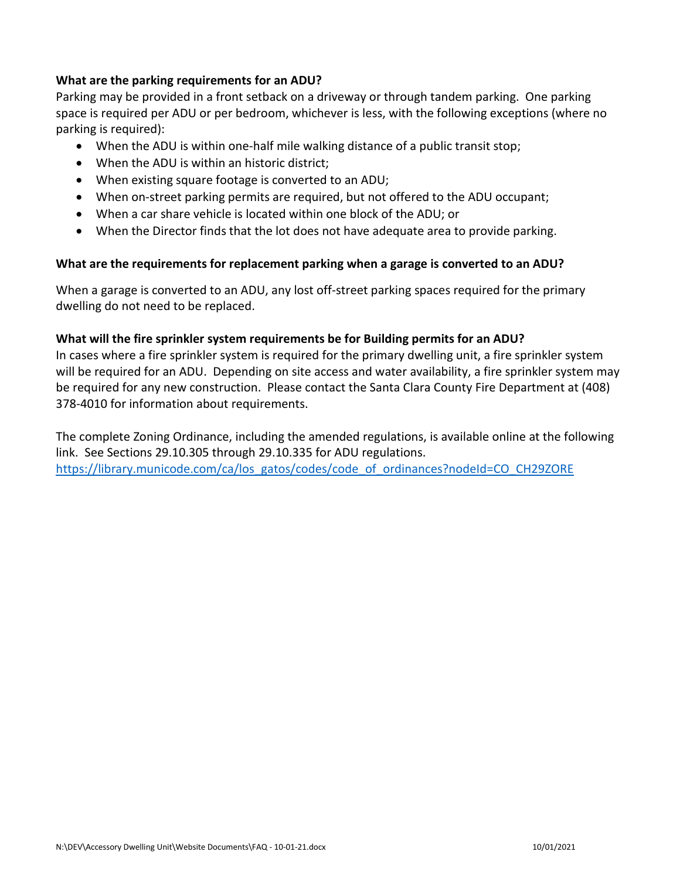**What are the parking requirements for an ADU?**

Parking may be provided in a front setback on a driveway or through tandem parking. One parking space is required per ADU or per bedroom, whichever is less, with the following exceptions (where no parking is required):

- When the ADU is within one-half mile walking distance of a public transit stop;
- When the ADU is within an historic district;
- When existing square footage is converted to an ADU;
- When on-street parking permits are required, but not offered to the ADU occupant;
- When a car share vehicle is located within one block of the ADU; or
- When the Director finds that the lot does not have adequate area to provide parking.

**What are the requirements for replacement parking when a garage is converted to an ADU?**

When a garage is converted to an ADU, any lost off-street parking spaces required for the primary dwelling do not need to be replaced.

**What will the fire sprinkler system requirements be for Building permits for an ADU?**

In cases where a fire sprinkler system is required for the primary dwelling unit, a fire sprinkler system will be required for an ADU. Depending on site access and water availability, a fire sprinkler system may be required for any new construction. Please contact the Santa Clara County Fire Department at (408) 378-4010 for information about requirements.

The complete Zoning Ordinance, including the amended regulations, is available online at the following link. See Sections 29.10.305 through 29.10.335 for ADU regulations.
https://library.municode.com/ca/los_gatos/codes/code_of_ordinances?nodeId=CO_CH29ZORE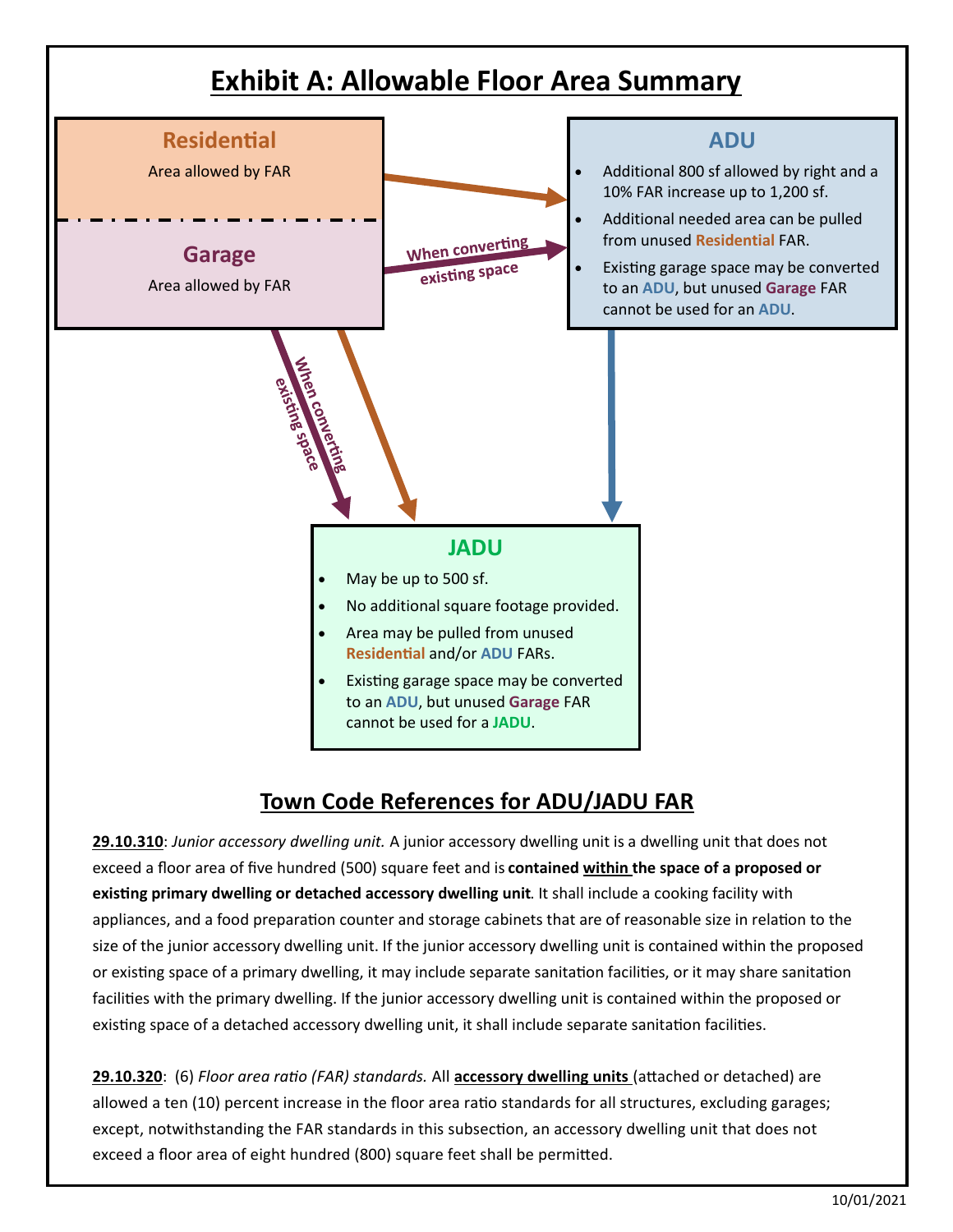# Exhibit A: Allowable Floor Area Summary

**Residential**

Area allowed by FAR

**Garage**

Area allowed by FAR

When converting existing space

When converting existing space

**ADU**

- Additional 800 sf allowed by right and a 10% FAR increase up to 1,200 sf.
- Additional needed area can be pulled from unused **Residential** FAR.
- Existing garage space may be converted to an **ADU**, but unused **Garage** FAR cannot be used for an **ADU**.

**JADU**

- May be up to 500 sf.
- No additional square footage provided.
- Area may be pulled from unused **Residential** and/or **ADU** FARs.
- Existing garage space may be converted to an **ADU**, but unused **Garage** FAR cannot be used for a **JADU**.

## Town Code References for ADU/JADU FAR

**29.10.310**: *Junior accessory dwelling unit.* A junior accessory dwelling unit is a dwelling unit that does not exceed a floor area of five hundred (500) square feet and is **contained within the space of a proposed or existing primary dwelling or detached accessory dwelling unit**. It shall include a cooking facility with appliances, and a food preparation counter and storage cabinets that are of reasonable size in relation to the size of the junior accessory dwelling unit. If the junior accessory dwelling unit is contained within the proposed or existing space of a primary dwelling, it may include separate sanitation facilities, or it may share sanitation facilities with the primary dwelling. If the junior accessory dwelling unit is contained within the proposed or existing space of a detached accessory dwelling unit, it shall include separate sanitation facilities.

**29.10.320**: (6) *Floor area ratio (FAR) standards.* All **accessory dwelling units** (attached or detached) are allowed a ten (10) percent increase in the floor area ratio standards for all structures, excluding garages; except, notwithstanding the FAR standards in this subsection, an accessory dwelling unit that does not exceed a floor area of eight hundred (800) square feet shall be permitted.

10/01/2021